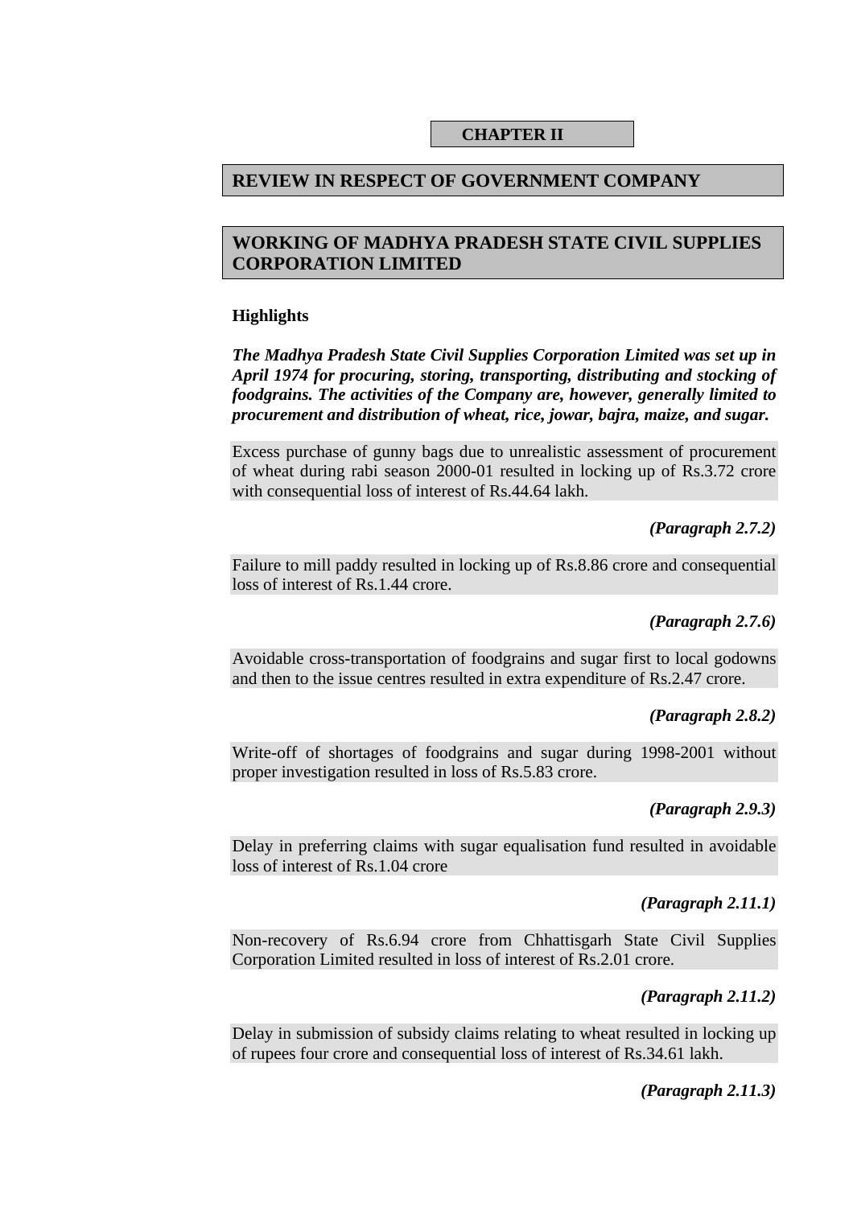# CHAPTER II

## REVIEW IN RESPECT OF GOVERNMENT COMPANY

## WORKING OF MADHYA PRADESH STATE CIVIL SUPPLIES CORPORATION LIMITED

### Highlights

***The Madhya Pradesh State Civil Supplies Corporation Limited was set up in April 1974 for procuring, storing, transporting, distributing and stocking of foodgrains. The activities of the Company are, however, generally limited to procurement and distribution of wheat, rice, jowar, bajra, maize, and sugar.***

Excess purchase of gunny bags due to unrealistic assessment of procurement of wheat during rabi season 2000-01 resulted in locking up of Rs.3.72 crore with consequential loss of interest of Rs.44.64 lakh.

***(Paragraph 2.7.2)***

Failure to mill paddy resulted in locking up of Rs.8.86 crore and consequential loss of interest of Rs.1.44 crore.

***(Paragraph 2.7.6)***

Avoidable cross-transportation of foodgrains and sugar first to local godowns and then to the issue centres resulted in extra expenditure of Rs.2.47 crore.

***(Paragraph 2.8.2)***

Write-off of shortages of foodgrains and sugar during 1998-2001 without proper investigation resulted in loss of Rs.5.83 crore.

***(Paragraph 2.9.3)***

Delay in preferring claims with sugar equalisation fund resulted in avoidable loss of interest of Rs.1.04 crore

***(Paragraph 2.11.1)***

Non-recovery of Rs.6.94 crore from Chhattisgarh State Civil Supplies Corporation Limited resulted in loss of interest of Rs.2.01 crore.

***(Paragraph 2.11.2)***

Delay in submission of subsidy claims relating to wheat resulted in locking up of rupees four crore and consequential loss of interest of Rs.34.61 lakh.

***(Paragraph 2.11.3)***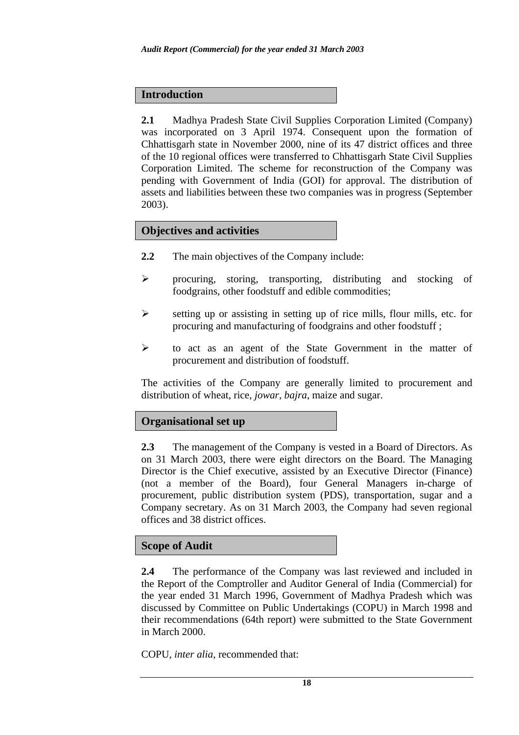## Introduction

**2.1** Madhya Pradesh State Civil Supplies Corporation Limited (Company) was incorporated on 3 April 1974. Consequent upon the formation of Chhattisgarh state in November 2000, nine of its 47 district offices and three of the 10 regional offices were transferred to Chhattisgarh State Civil Supplies Corporation Limited. The scheme for reconstruction of the Company was pending with Government of India (GOI) for approval. The distribution of assets and liabilities between these two companies was in progress (September 2003).

## Objectives and activities

**2.2** The main objectives of the Company include:

- procuring, storing, transporting, distributing and stocking of foodgrains, other foodstuff and edible commodities;
- setting up or assisting in setting up of rice mills, flour mills, etc. for procuring and manufacturing of foodgrains and other foodstuff ;
- to act as an agent of the State Government in the matter of procurement and distribution of foodstuff.

The activities of the Company are generally limited to procurement and distribution of wheat, rice, *jowar*, *bajra*, maize and sugar.

## Organisational set up

**2.3** The management of the Company is vested in a Board of Directors. As on 31 March 2003, there were eight directors on the Board. The Managing Director is the Chief executive, assisted by an Executive Director (Finance) (not a member of the Board), four General Managers in-charge of procurement, public distribution system (PDS), transportation, sugar and a Company secretary. As on 31 March 2003, the Company had seven regional offices and 38 district offices.

## Scope of Audit

**2.4** The performance of the Company was last reviewed and included in the Report of the Comptroller and Auditor General of India (Commercial) for the year ended 31 March 1996, Government of Madhya Pradesh which was discussed by Committee on Public Undertakings (COPU) in March 1998 and their recommendations (64th report) were submitted to the State Government in March 2000.

COPU, *inter alia*, recommended that: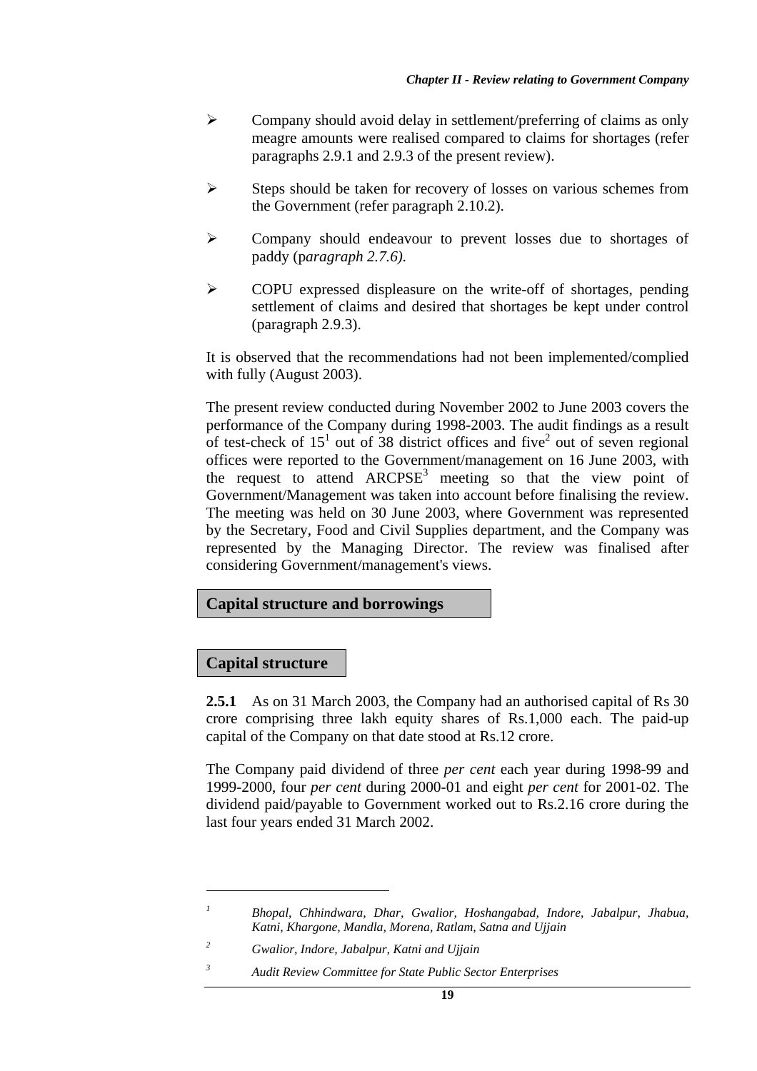- Company should avoid delay in settlement/preferring of claims as only meagre amounts were realised compared to claims for shortages (refer paragraphs 2.9.1 and 2.9.3 of the present review).
- Steps should be taken for recovery of losses on various schemes from the Government (refer paragraph 2.10.2).
- Company should endeavour to prevent losses due to shortages of paddy (p*aragraph 2.7.6).*
- COPU expressed displeasure on the write-off of shortages, pending settlement of claims and desired that shortages be kept under control (paragraph 2.9.3).

It is observed that the recommendations had not been implemented/complied with fully (August 2003).

The present review conducted during November 2002 to June 2003 covers the performance of the Company during 1998-2003. The audit findings as a result of test-check of 15[1] out of 38 district offices and five[2] out of seven regional offices were reported to the Government/management on 16 June 2003, with the request to attend ARCPSE[3] meeting so that the view point of Government/Management was taken into account before finalising the review. The meeting was held on 30 June 2003, where Government was represented by the Secretary, Food and Civil Supplies department, and the Company was represented by the Managing Director. The review was finalised after considering Government/management's views.

## Capital structure and borrowings

### Capital structure

**2.5.1** As on 31 March 2003, the Company had an authorised capital of Rs 30 crore comprising three lakh equity shares of Rs.1,000 each. The paid-up capital of the Company on that date stood at Rs.12 crore.

The Company paid dividend of three *per cent* each year during 1998-99 and 1999-2000, four *per cent* during 2000-01 and eight *per cent* for 2001-02. The dividend paid/payable to Government worked out to Rs.2.16 crore during the last four years ended 31 March 2002.

---

[1] *Bhopal, Chhindwara, Dhar, Gwalior, Hoshangabad, Indore, Jabalpur, Jhabua, Katni, Khargone, Mandla, Morena, Ratlam, Satna and Ujjain*

[2] *Gwalior, Indore, Jabalpur, Katni and Ujjain*

[3] *Audit Review Committee for State Public Sector Enterprises*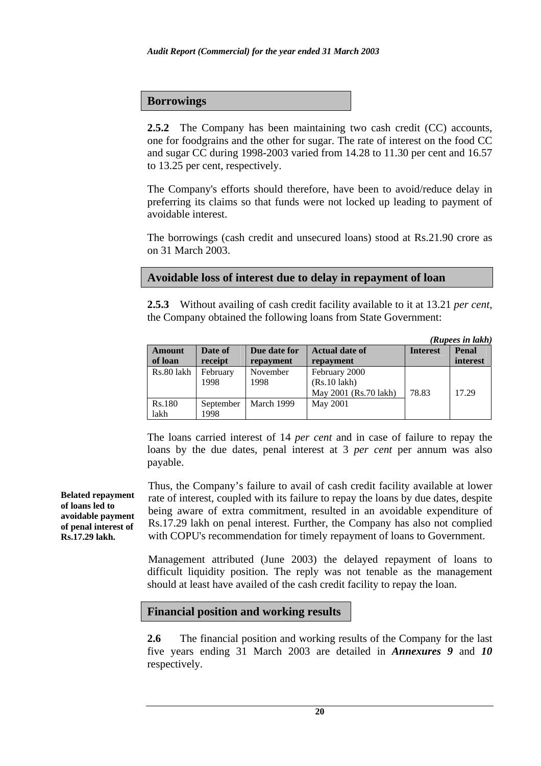## Borrowings

**2.5.2** The Company has been maintaining two cash credit (CC) accounts, one for foodgrains and the other for sugar. The rate of interest on the food CC and sugar CC during 1998-2003 varied from 14.28 to 11.30 per cent and 16.57 to 13.25 per cent, respectively.

The Company's efforts should therefore, have been to avoid/reduce delay in preferring its claims so that funds were not locked up leading to payment of avoidable interest.

The borrowings (cash credit and unsecured loans) stood at Rs.21.90 crore as on 31 March 2003.

## Avoidable loss of interest due to delay in repayment of loan

**2.5.3** Without availing of cash credit facility available to it at 13.21 *per cent*, the Company obtained the following loans from State Government:

*(Rupees in lakh)*

| Amount of loan | Date of receipt | Due date for repayment | Actual date of repayment | Interest | Penal interest |
|---|---|---|---|---|---|
| Rs.80 lakh | February 1998 | November 1998 | February 2000 (Rs.10 lakh) May 2001 (Rs.70 lakh) | 78.83 | 17.29 |
| Rs.180 lakh | September 1998 | March 1999 | May 2001 | | |

The loans carried interest of 14 *per cent* and in case of failure to repay the loans by the due dates, penal interest at 3 *per cent* per annum was also payable.

**Belated repayment of loans led to avoidable payment of penal interest of Rs.17.29 lakh.**

Thus, the Company's failure to avail of cash credit facility available at lower rate of interest, coupled with its failure to repay the loans by due dates, despite being aware of extra commitment, resulted in an avoidable expenditure of Rs.17.29 lakh on penal interest. Further, the Company has also not complied with COPU's recommendation for timely repayment of loans to Government.

Management attributed (June 2003) the delayed repayment of loans to difficult liquidity position. The reply was not tenable as the management should at least have availed of the cash credit facility to repay the loan.

## Financial position and working results

**2.6** The financial position and working results of the Company for the last five years ending 31 March 2003 are detailed in ***Annexures 9*** and ***10*** respectively.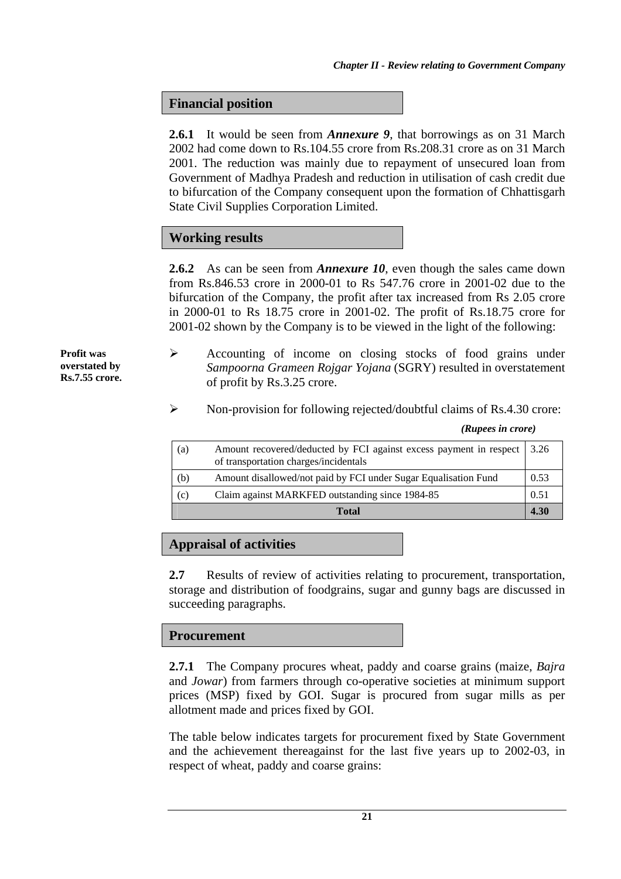## Financial position

**2.6.1** It would be seen from ***Annexure 9***, that borrowings as on 31 March 2002 had come down to Rs.104.55 crore from Rs.208.31 crore as on 31 March 2001. The reduction was mainly due to repayment of unsecured loan from Government of Madhya Pradesh and reduction in utilisation of cash credit due to bifurcation of the Company consequent upon the formation of Chhattisgarh State Civil Supplies Corporation Limited.

## Working results

**2.6.2** As can be seen from ***Annexure 10***, even though the sales came down from Rs.846.53 crore in 2000-01 to Rs 547.76 crore in 2001-02 due to the bifurcation of the Company, the profit after tax increased from Rs 2.05 crore in 2000-01 to Rs 18.75 crore in 2001-02. The profit of Rs.18.75 crore for 2001-02 shown by the Company is to be viewed in the light of the following:

**Profit was overstated by Rs.7.55 crore.**

- Accounting of income on closing stocks of food grains under *Sampoorna Grameen Rojgar Yojana* (SGRY) resulted in overstatement of profit by Rs.3.25 crore.
- Non-provision for following rejected/doubtful claims of Rs.4.30 crore:

*(Rupees in crore)*

| | | |
|---|---|---|
| (a) | Amount recovered/deducted by FCI against excess payment in respect of transportation charges/incidentals | 3.26 |
| (b) | Amount disallowed/not paid by FCI under Sugar Equalisation Fund | 0.53 |
| (c) | Claim against MARKFED outstanding since 1984-85 | 0.51 |
| | **Total** | **4.30** |

## Appraisal of activities

**2.7** Results of review of activities relating to procurement, transportation, storage and distribution of foodgrains, sugar and gunny bags are discussed in succeeding paragraphs.

## Procurement

**2.7.1** The Company procures wheat, paddy and coarse grains (maize, *Bajra* and *Jowar*) from farmers through co-operative societies at minimum support prices (MSP) fixed by GOI. Sugar is procured from sugar mills as per allotment made and prices fixed by GOI.

The table below indicates targets for procurement fixed by State Government and the achievement thereagainst for the last five years up to 2002-03, in respect of wheat, paddy and coarse grains: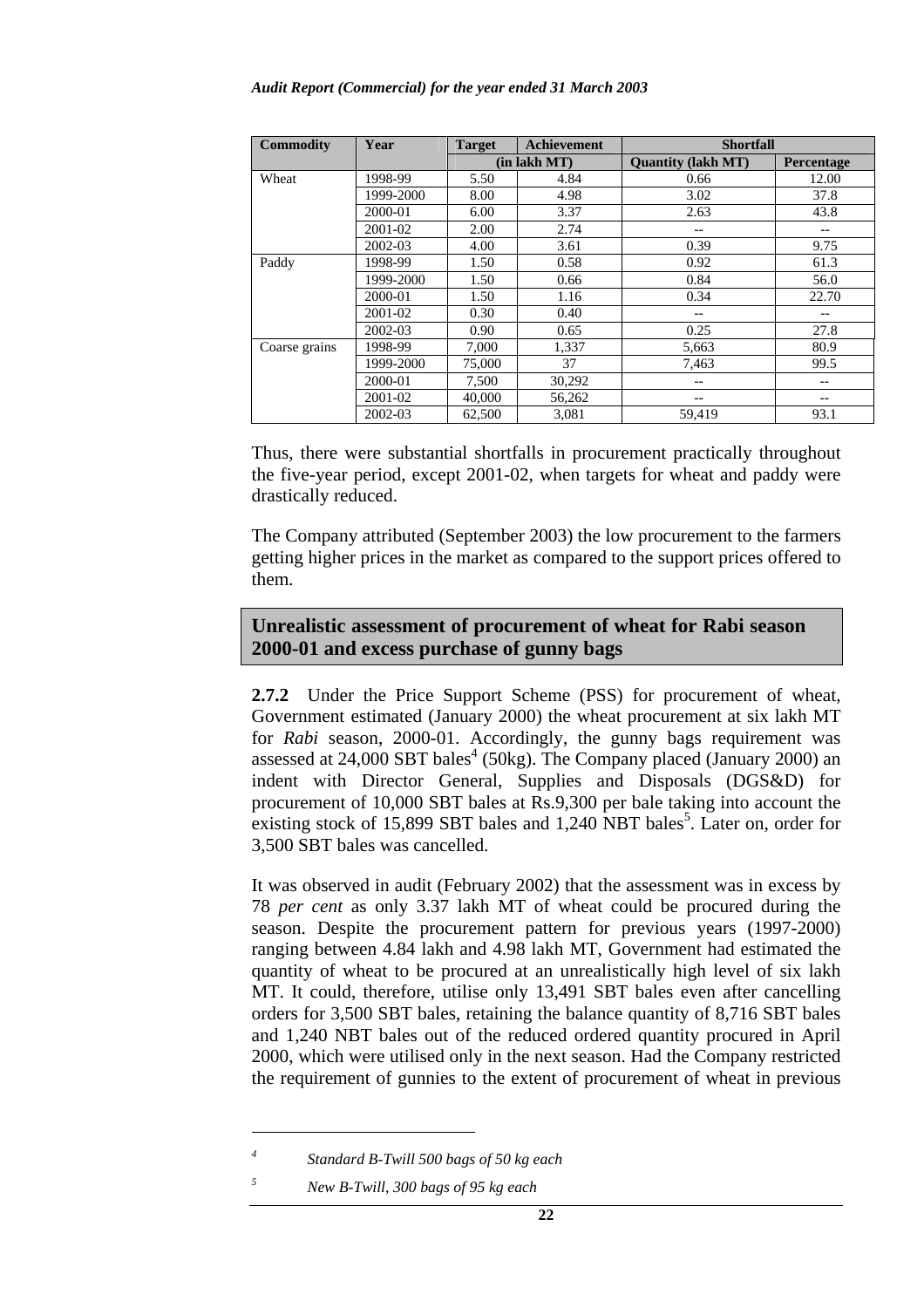| Commodity | Year | Target | Achievement | Shortfall | |
|---|---|---|---|---|---|
| | | (in lakh MT) | | Quantity (lakh MT) | Percentage |
| Wheat | 1998-99 | 5.50 | 4.84 | 0.66 | 12.00 |
| | 1999-2000 | 8.00 | 4.98 | 3.02 | 37.8 |
| | 2000-01 | 6.00 | 3.37 | 2.63 | 43.8 |
| | 2001-02 | 2.00 | 2.74 | -- | -- |
| | 2002-03 | 4.00 | 3.61 | 0.39 | 9.75 |
| Paddy | 1998-99 | 1.50 | 0.58 | 0.92 | 61.3 |
| | 1999-2000 | 1.50 | 0.66 | 0.84 | 56.0 |
| | 2000-01 | 1.50 | 1.16 | 0.34 | 22.70 |
| | 2001-02 | 0.30 | 0.40 | -- | -- |
| | 2002-03 | 0.90 | 0.65 | 0.25 | 27.8 |
| Coarse grains | 1998-99 | 7,000 | 1,337 | 5,663 | 80.9 |
| | 1999-2000 | 75,000 | 37 | 7,463 | 99.5 |
| | 2000-01 | 7,500 | 30,292 | -- | -- |
| | 2001-02 | 40,000 | 56,262 | -- | -- |
| | 2002-03 | 62,500 | 3,081 | 59,419 | 93.1 |

Thus, there were substantial shortfalls in procurement practically throughout the five-year period, except 2001-02, when targets for wheat and paddy were drastically reduced.

The Company attributed (September 2003) the low procurement to the farmers getting higher prices in the market as compared to the support prices offered to them.

## Unrealistic assessment of procurement of wheat for Rabi season 2000-01 and excess purchase of gunny bags

**2.7.2** Under the Price Support Scheme (PSS) for procurement of wheat, Government estimated (January 2000) the wheat procurement at six lakh MT for *Rabi* season, 2000-01. Accordingly, the gunny bags requirement was assessed at 24,000 SBT bales[4] (50kg). The Company placed (January 2000) an indent with Director General, Supplies and Disposals (DGS&D) for procurement of 10,000 SBT bales at Rs.9,300 per bale taking into account the existing stock of 15,899 SBT bales and 1,240 NBT bales[5]. Later on, order for 3,500 SBT bales was cancelled.

It was observed in audit (February 2002) that the assessment was in excess by 78 *per cent* as only 3.37 lakh MT of wheat could be procured during the season. Despite the procurement pattern for previous years (1997-2000) ranging between 4.84 lakh and 4.98 lakh MT, Government had estimated the quantity of wheat to be procured at an unrealistically high level of six lakh MT. It could, therefore, utilise only 13,491 SBT bales even after cancelling orders for 3,500 SBT bales, retaining the balance quantity of 8,716 SBT bales and 1,240 NBT bales out of the reduced ordered quantity procured in April 2000, which were utilised only in the next season. Had the Company restricted the requirement of gunnies to the extent of procurement of wheat in previous

---

[4] *Standard B-Twill 500 bags of 50 kg each*

[5] *New B-Twill, 300 bags of 95 kg each*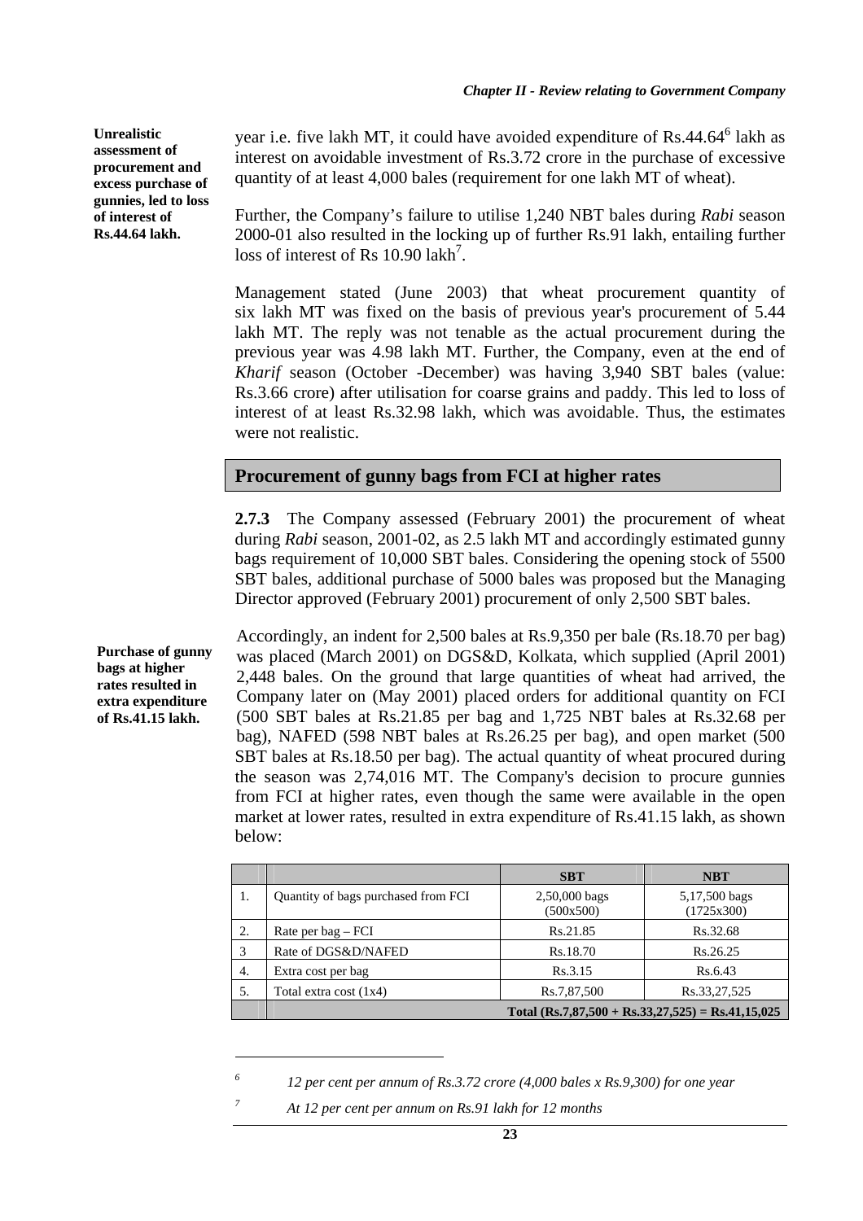**Unrealistic assessment of procurement and excess purchase of gunnies, led to loss of interest of Rs.44.64 lakh.**

year i.e. five lakh MT, it could have avoided expenditure of Rs.44.64[6] lakh as interest on avoidable investment of Rs.3.72 crore in the purchase of excessive quantity of at least 4,000 bales (requirement for one lakh MT of wheat).

Further, the Company's failure to utilise 1,240 NBT bales during *Rabi* season 2000-01 also resulted in the locking up of further Rs.91 lakh, entailing further loss of interest of Rs 10.90 lakh[7].

Management stated (June 2003) that wheat procurement quantity of six lakh MT was fixed on the basis of previous year's procurement of 5.44 lakh MT. The reply was not tenable as the actual procurement during the previous year was 4.98 lakh MT. Further, the Company, even at the end of *Kharif* season (October -December) was having 3,940 SBT bales (value: Rs.3.66 crore) after utilisation for coarse grains and paddy. This led to loss of interest of at least Rs.32.98 lakh, which was avoidable. Thus, the estimates were not realistic.

## Procurement of gunny bags from FCI at higher rates

**2.7.3** The Company assessed (February 2001) the procurement of wheat during *Rabi* season, 2001-02, as 2.5 lakh MT and accordingly estimated gunny bags requirement of 10,000 SBT bales. Considering the opening stock of 5500 SBT bales, additional purchase of 5000 bales was proposed but the Managing Director approved (February 2001) procurement of only 2,500 SBT bales.

**Purchase of gunny bags at higher rates resulted in extra expenditure of Rs.41.15 lakh.**

Accordingly, an indent for 2,500 bales at Rs.9,350 per bale (Rs.18.70 per bag) was placed (March 2001) on DGS&D, Kolkata, which supplied (April 2001) 2,448 bales. On the ground that large quantities of wheat had arrived, the Company later on (May 2001) placed orders for additional quantity on FCI (500 SBT bales at Rs.21.85 per bag and 1,725 NBT bales at Rs.32.68 per bag), NAFED (598 NBT bales at Rs.26.25 per bag), and open market (500 SBT bales at Rs.18.50 per bag). The actual quantity of wheat procured during the season was 2,74,016 MT. The Company's decision to procure gunnies from FCI at higher rates, even though the same were available in the open market at lower rates, resulted in extra expenditure of Rs.41.15 lakh, as shown below:

| | | SBT | NBT |
|---|---|---|---|
| 1. | Quantity of bags purchased from FCI | 2,50,000 bags (500x500) | 5,17,500 bags (1725x300) |
| 2. | Rate per bag – FCI | Rs.21.85 | Rs.32.68 |
| 3 | Rate of DGS&D/NAFED | Rs.18.70 | Rs.26.25 |
| 4. | Extra cost per bag | Rs.3.15 | Rs.6.43 |
| 5. | Total extra cost (1x4) | Rs.7,87,500 | Rs.33,27,525 |
| | **Total (Rs.7,87,500 + Rs.33,27,525) = Rs.41,15,025** | | |

[6] 12 per cent per annum of Rs.3.72 crore (4,000 bales x Rs.9,300) for one year

[7] At 12 per cent per annum on Rs.91 lakh for 12 months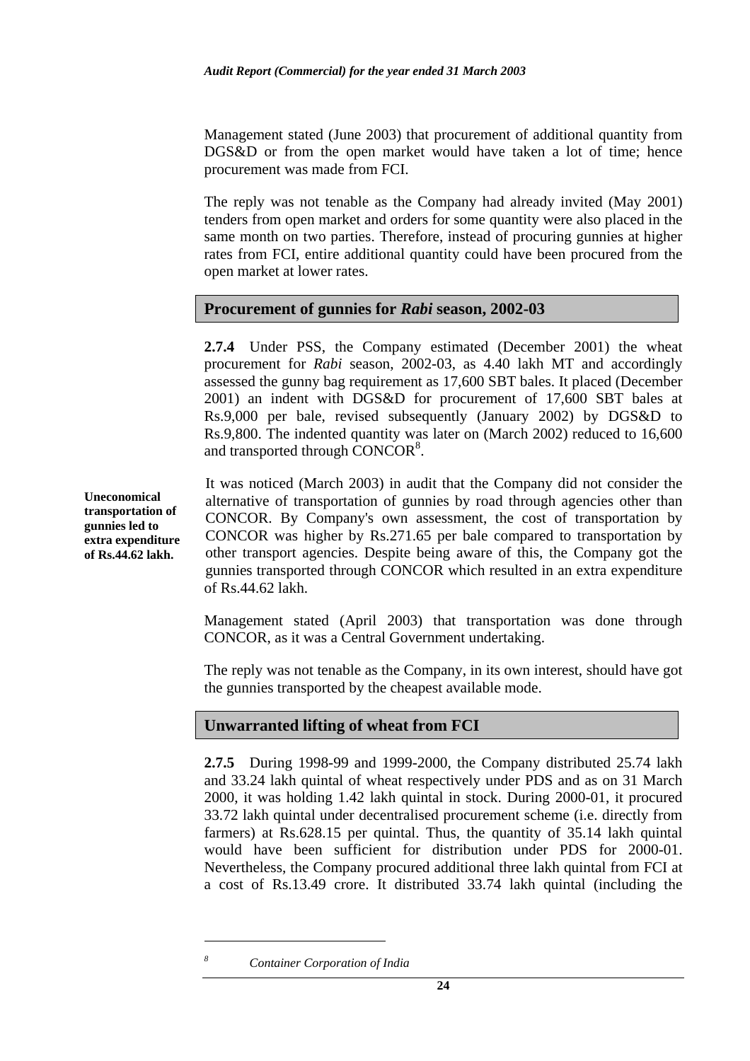Management stated (June 2003) that procurement of additional quantity from DGS&D or from the open market would have taken a lot of time; hence procurement was made from FCI.

The reply was not tenable as the Company had already invited (May 2001) tenders from open market and orders for some quantity were also placed in the same month on two parties. Therefore, instead of procuring gunnies at higher rates from FCI, entire additional quantity could have been procured from the open market at lower rates.

### Procurement of gunnies for *Rabi* season, 2002-03

**2.7.4** Under PSS, the Company estimated (December 2001) the wheat procurement for *Rabi* season, 2002-03, as 4.40 lakh MT and accordingly assessed the gunny bag requirement as 17,600 SBT bales. It placed (December 2001) an indent with DGS&D for procurement of 17,600 SBT bales at Rs.9,000 per bale, revised subsequently (January 2002) by DGS&D to Rs.9,800. The indented quantity was later on (March 2002) reduced to 16,600 and transported through CONCOR[8].

**Uneconomical transportation of gunnies led to extra expenditure of Rs.44.62 lakh.**

It was noticed (March 2003) in audit that the Company did not consider the alternative of transportation of gunnies by road through agencies other than CONCOR. By Company's own assessment, the cost of transportation by CONCOR was higher by Rs.271.65 per bale compared to transportation by other transport agencies. Despite being aware of this, the Company got the gunnies transported through CONCOR which resulted in an extra expenditure of Rs.44.62 lakh.

Management stated (April 2003) that transportation was done through CONCOR, as it was a Central Government undertaking.

The reply was not tenable as the Company, in its own interest, should have got the gunnies transported by the cheapest available mode.

### Unwarranted lifting of wheat from FCI

**2.7.5** During 1998-99 and 1999-2000, the Company distributed 25.74 lakh and 33.24 lakh quintal of wheat respectively under PDS and as on 31 March 2000, it was holding 1.42 lakh quintal in stock. During 2000-01, it procured 33.72 lakh quintal under decentralised procurement scheme (i.e. directly from farmers) at Rs.628.15 per quintal. Thus, the quantity of 35.14 lakh quintal would have been sufficient for distribution under PDS for 2000-01. Nevertheless, the Company procured additional three lakh quintal from FCI at a cost of Rs.13.49 crore. It distributed 33.74 lakh quintal (including the

[8] *Container Corporation of India*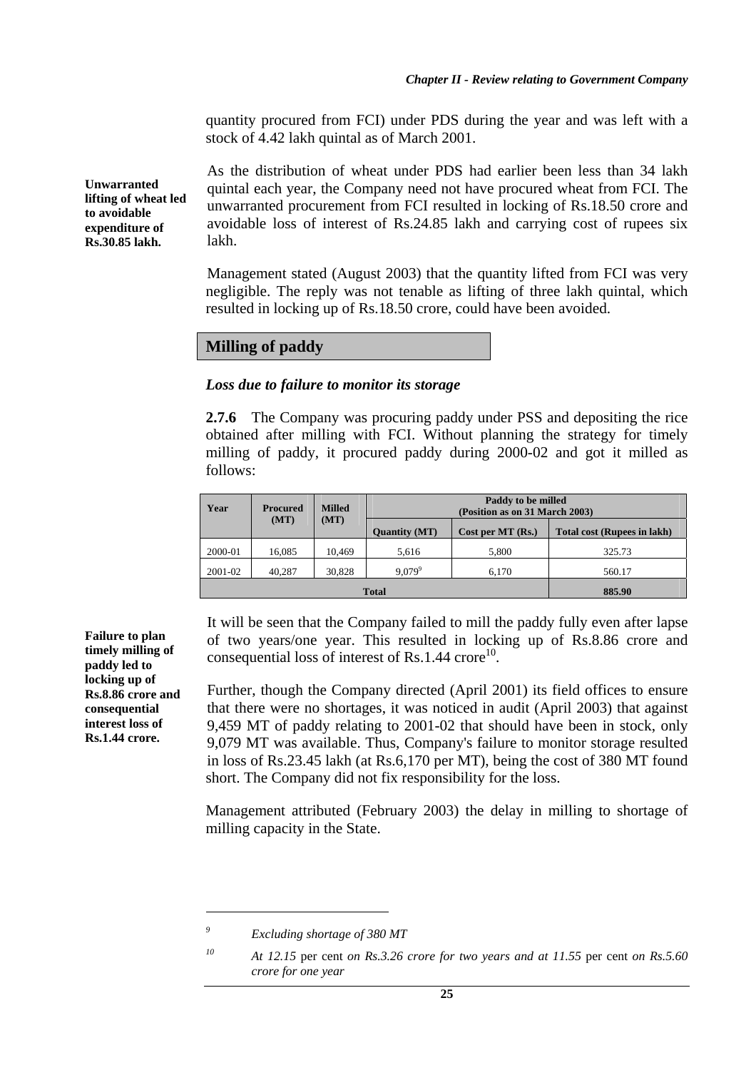quantity procured from FCI) under PDS during the year and was left with a stock of 4.42 lakh quintal as of March 2001.

**Unwarranted lifting of wheat led to avoidable expenditure of Rs.30.85 lakh.**

As the distribution of wheat under PDS had earlier been less than 34 lakh quintal each year, the Company need not have procured wheat from FCI. The unwarranted procurement from FCI resulted in locking of Rs.18.50 crore and avoidable loss of interest of Rs.24.85 lakh and carrying cost of rupees six lakh.

Management stated (August 2003) that the quantity lifted from FCI was very negligible. The reply was not tenable as lifting of three lakh quintal, which resulted in locking up of Rs.18.50 crore, could have been avoided.

## Milling of paddy

### *Loss due to failure to monitor its storage*

**2.7.6** The Company was procuring paddy under PSS and depositing the rice obtained after milling with FCI. Without planning the strategy for timely milling of paddy, it procured paddy during 2000-02 and got it milled as follows:

| Year | Procured (MT) | Milled (MT) | Paddy to be milled (Position as on 31 March 2003) | | |
|---|---|---|---|---|---|
| | | | Quantity (MT) | Cost per MT (Rs.) | Total cost (Rupees in lakh) |
| 2000-01 | 16,085 | 10,469 | 5,616 | 5,800 | 325.73 |
| 2001-02 | 40,287 | 30,828 | 9,079[9] | 6,170 | 560.17 |
| **Total** | | | | | **885.90** |

**Failure to plan timely milling of paddy led to locking up of Rs.8.86 crore and consequential interest loss of Rs.1.44 crore.**

It will be seen that the Company failed to mill the paddy fully even after lapse of two years/one year. This resulted in locking up of Rs.8.86 crore and consequential loss of interest of Rs.1.44 crore[10].

Further, though the Company directed (April 2001) its field offices to ensure that there were no shortages, it was noticed in audit (April 2003) that against 9,459 MT of paddy relating to 2001-02 that should have been in stock, only 9,079 MT was available. Thus, Company's failure to monitor storage resulted in loss of Rs.23.45 lakh (at Rs.6,170 per MT), being the cost of 380 MT found short. The Company did not fix responsibility for the loss.

Management attributed (February 2003) the delay in milling to shortage of milling capacity in the State.

---

[9] *Excluding shortage of 380 MT*

[10] *At 12.15* per cent *on Rs.3.26 crore for two years and at 11.55* per cent *on Rs.5.60 crore for one year*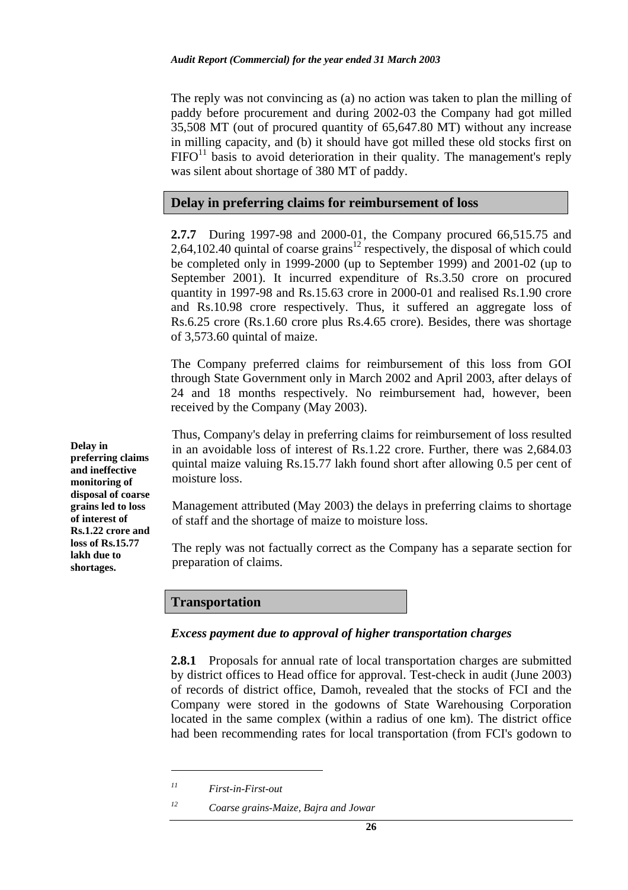The reply was not convincing as (a) no action was taken to plan the milling of paddy before procurement and during 2002-03 the Company had got milled 35,508 MT (out of procured quantity of 65,647.80 MT) without any increase in milling capacity, and (b) it should have got milled these old stocks first on FIFO[11] basis to avoid deterioration in their quality. The management's reply was silent about shortage of 380 MT of paddy.

## Delay in preferring claims for reimbursement of loss

**2.7.7** During 1997-98 and 2000-01, the Company procured 66,515.75 and 2,64,102.40 quintal of coarse grains[12] respectively, the disposal of which could be completed only in 1999-2000 (up to September 1999) and 2001-02 (up to September 2001). It incurred expenditure of Rs.3.50 crore on procured quantity in 1997-98 and Rs.15.63 crore in 2000-01 and realised Rs.1.90 crore and Rs.10.98 crore respectively. Thus, it suffered an aggregate loss of Rs.6.25 crore (Rs.1.60 crore plus Rs.4.65 crore). Besides, there was shortage of 3,573.60 quintal of maize.

The Company preferred claims for reimbursement of this loss from GOI through State Government only in March 2002 and April 2003, after delays of 24 and 18 months respectively. No reimbursement had, however, been received by the Company (May 2003).

**Delay in preferring claims and ineffective monitoring of disposal of coarse grains led to loss of interest of Rs.1.22 crore and loss of Rs.15.77 lakh due to shortages.**

Thus, Company's delay in preferring claims for reimbursement of loss resulted in an avoidable loss of interest of Rs.1.22 crore. Further, there was 2,684.03 quintal maize valuing Rs.15.77 lakh found short after allowing 0.5 per cent of moisture loss.

Management attributed (May 2003) the delays in preferring claims to shortage of staff and the shortage of maize to moisture loss.

The reply was not factually correct as the Company has a separate section for preparation of claims.

## Transportation

### *Excess payment due to approval of higher transportation charges*

**2.8.1** Proposals for annual rate of local transportation charges are submitted by district offices to Head office for approval. Test-check in audit (June 2003) of records of district office, Damoh, revealed that the stocks of FCI and the Company were stored in the godowns of State Warehousing Corporation located in the same complex (within a radius of one km). The district office had been recommending rates for local transportation (from FCI's godown to

---

[11] *First-in-First-out*

[12] *Coarse grains-Maize, Bajra and Jowar*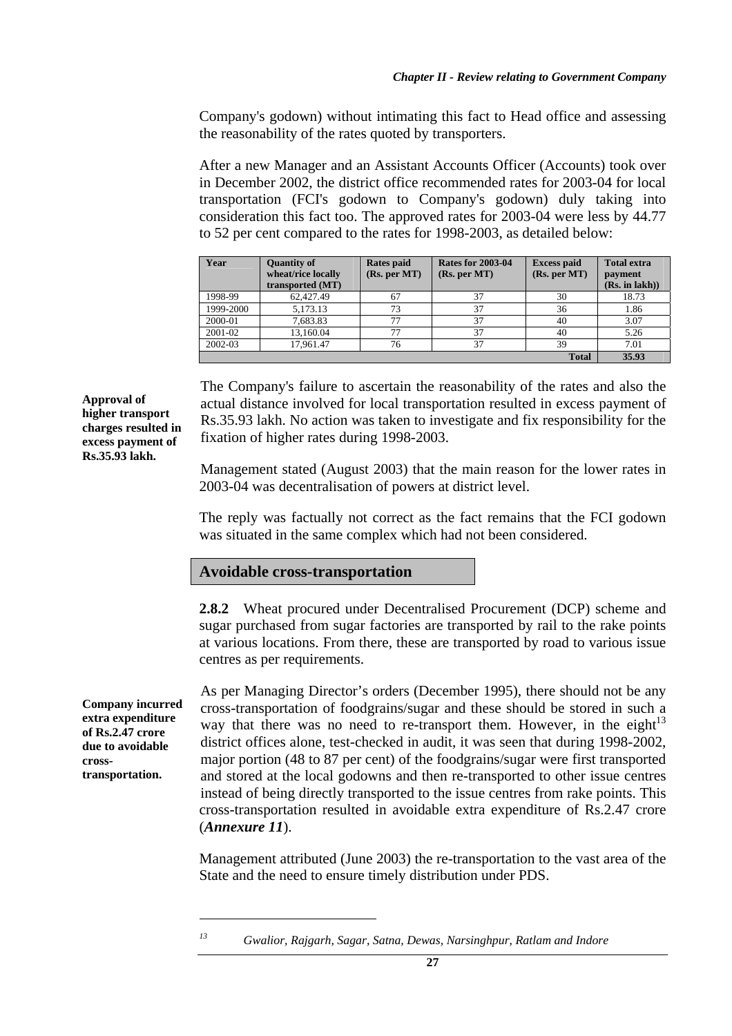Company's godown) without intimating this fact to Head office and assessing the reasonability of the rates quoted by transporters.

After a new Manager and an Assistant Accounts Officer (Accounts) took over in December 2002, the district office recommended rates for 2003-04 for local transportation (FCI's godown to Company's godown) duly taking into consideration this fact too. The approved rates for 2003-04 were less by 44.77 to 52 per cent compared to the rates for 1998-2003, as detailed below:

| Year | Quantity of wheat/rice locally transported (MT) | Rates paid (Rs. per MT) | Rates for 2003-04 (Rs. per MT) | Excess paid (Rs. per MT) | Total extra payment (Rs. in lakh)) |
|---|---|---|---|---|---|
| 1998-99 | 62,427.49 | 67 | 37 | 30 | 18.73 |
| 1999-2000 | 5,173.13 | 73 | 37 | 36 | 1.86 |
| 2000-01 | 7,683.83 | 77 | 37 | 40 | 3.07 |
| 2001-02 | 13,160.04 | 77 | 37 | 40 | 5.26 |
| 2002-03 | 17,961.47 | 76 | 37 | 39 | 7.01 |
| | | | | **Total** | **35.93** |

**Approval of higher transport charges resulted in excess payment of Rs.35.93 lakh.**

The Company's failure to ascertain the reasonability of the rates and also the actual distance involved for local transportation resulted in excess payment of Rs.35.93 lakh. No action was taken to investigate and fix responsibility for the fixation of higher rates during 1998-2003.

Management stated (August 2003) that the main reason for the lower rates in 2003-04 was decentralisation of powers at district level.

The reply was factually not correct as the fact remains that the FCI godown was situated in the same complex which had not been considered.

## Avoidable cross-transportation

**2.8.2** Wheat procured under Decentralised Procurement (DCP) scheme and sugar purchased from sugar factories are transported by rail to the rake points at various locations. From there, these are transported by road to various issue centres as per requirements.

**Company incurred extra expenditure of Rs.2.47 crore due to avoidable cross-transportation.**

As per Managing Director's orders (December 1995), there should not be any cross-transportation of foodgrains/sugar and these should be stored in such a way that there was no need to re-transport them. However, in the eight[13] district offices alone, test-checked in audit, it was seen that during 1998-2002, major portion (48 to 87 per cent) of the foodgrains/sugar were first transported and stored at the local godowns and then re-transported to other issue centres instead of being directly transported to the issue centres from rake points. This cross-transportation resulted in avoidable extra expenditure of Rs.2.47 crore (***Annexure 11***).

Management attributed (June 2003) the re-transportation to the vast area of the State and the need to ensure timely distribution under PDS.

---

[13] *Gwalior, Rajgarh, Sagar, Satna, Dewas, Narsinghpur, Ratlam and Indore*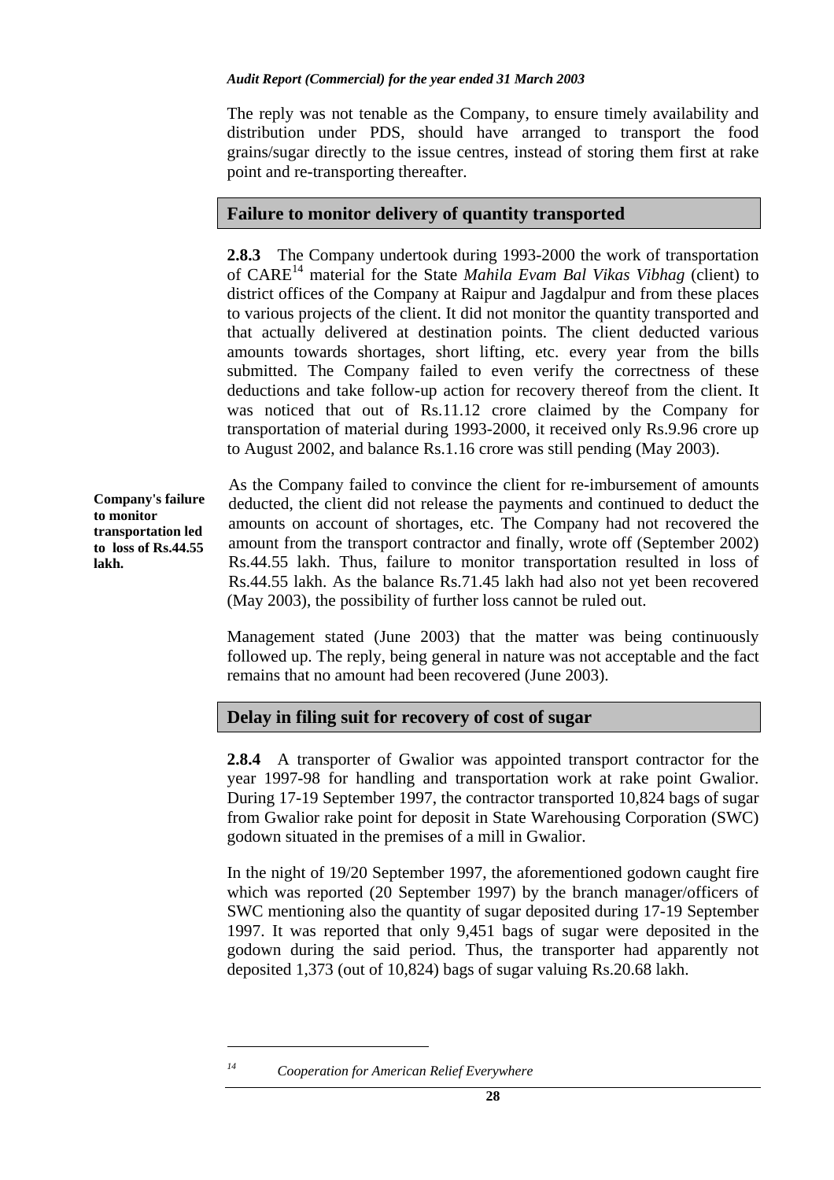The reply was not tenable as the Company, to ensure timely availability and distribution under PDS, should have arranged to transport the food grains/sugar directly to the issue centres, instead of storing them first at rake point and re-transporting thereafter.

## Failure to monitor delivery of quantity transported

**2.8.3** The Company undertook during 1993-2000 the work of transportation of CARE[14] material for the State *Mahila Evam Bal Vikas Vibhag* (client) to district offices of the Company at Raipur and Jagdalpur and from these places to various projects of the client. It did not monitor the quantity transported and that actually delivered at destination points. The client deducted various amounts towards shortages, short lifting, etc. every year from the bills submitted. The Company failed to even verify the correctness of these deductions and take follow-up action for recovery thereof from the client. It was noticed that out of Rs.11.12 crore claimed by the Company for transportation of material during 1993-2000, it received only Rs.9.96 crore up to August 2002, and balance Rs.1.16 crore was still pending (May 2003).

**Company's failure to monitor transportation led to loss of Rs.44.55 lakh.**

As the Company failed to convince the client for re-imbursement of amounts deducted, the client did not release the payments and continued to deduct the amounts on account of shortages, etc. The Company had not recovered the amount from the transport contractor and finally, wrote off (September 2002) Rs.44.55 lakh. Thus, failure to monitor transportation resulted in loss of Rs.44.55 lakh. As the balance Rs.71.45 lakh had also not yet been recovered (May 2003), the possibility of further loss cannot be ruled out.

Management stated (June 2003) that the matter was being continuously followed up. The reply, being general in nature was not acceptable and the fact remains that no amount had been recovered (June 2003).

## Delay in filing suit for recovery of cost of sugar

**2.8.4** A transporter of Gwalior was appointed transport contractor for the year 1997-98 for handling and transportation work at rake point Gwalior. During 17-19 September 1997, the contractor transported 10,824 bags of sugar from Gwalior rake point for deposit in State Warehousing Corporation (SWC) godown situated in the premises of a mill in Gwalior.

In the night of 19/20 September 1997, the aforementioned godown caught fire which was reported (20 September 1997) by the branch manager/officers of SWC mentioning also the quantity of sugar deposited during 17-19 September 1997. It was reported that only 9,451 bags of sugar were deposited in the godown during the said period. Thus, the transporter had apparently not deposited 1,373 (out of 10,824) bags of sugar valuing Rs.20.68 lakh.

---

[14] *Cooperation for American Relief Everywhere*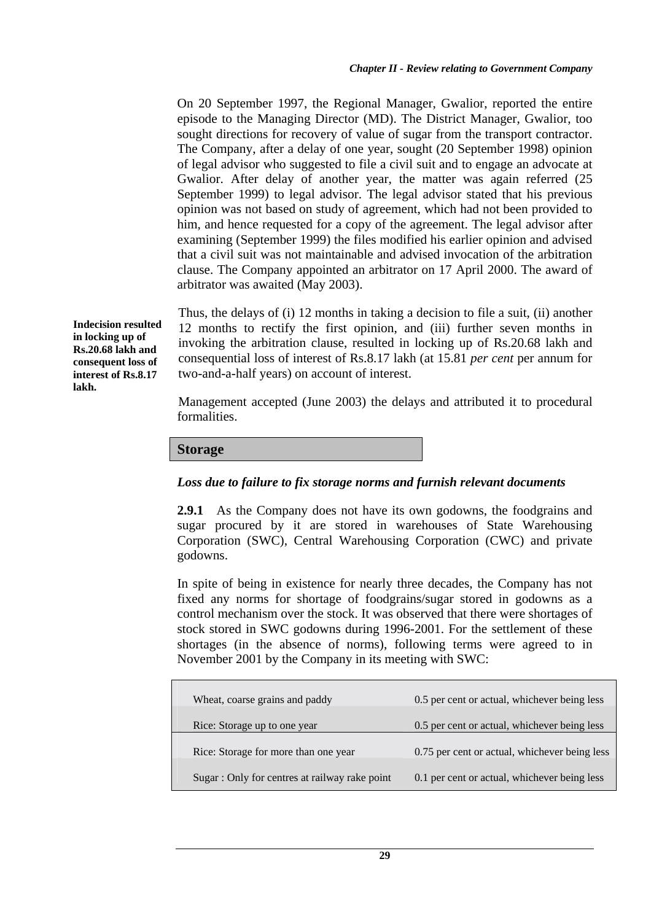On 20 September 1997, the Regional Manager, Gwalior, reported the entire episode to the Managing Director (MD). The District Manager, Gwalior, too sought directions for recovery of value of sugar from the transport contractor. The Company, after a delay of one year, sought (20 September 1998) opinion of legal advisor who suggested to file a civil suit and to engage an advocate at Gwalior. After delay of another year, the matter was again referred (25 September 1999) to legal advisor. The legal advisor stated that his previous opinion was not based on study of agreement, which had not been provided to him, and hence requested for a copy of the agreement. The legal advisor after examining (September 1999) the files modified his earlier opinion and advised that a civil suit was not maintainable and advised invocation of the arbitration clause. The Company appointed an arbitrator on 17 April 2000. The award of arbitrator was awaited (May 2003).

**Indecision resulted in locking up of Rs.20.68 lakh and consequent loss of interest of Rs.8.17 lakh.**

Thus, the delays of (i) 12 months in taking a decision to file a suit, (ii) another 12 months to rectify the first opinion, and (iii) further seven months in invoking the arbitration clause, resulted in locking up of Rs.20.68 lakh and consequential loss of interest of Rs.8.17 lakh (at 15.81 *per cent* per annum for two-and-a-half years) on account of interest.

Management accepted (June 2003) the delays and attributed it to procedural formalities.

## Storage

### *Loss due to failure to fix storage norms and furnish relevant documents*

**2.9.1** As the Company does not have its own godowns, the foodgrains and sugar procured by it are stored in warehouses of State Warehousing Corporation (SWC), Central Warehousing Corporation (CWC) and private godowns.

In spite of being in existence for nearly three decades, the Company has not fixed any norms for shortage of foodgrains/sugar stored in godowns as a control mechanism over the stock. It was observed that there were shortages of stock stored in SWC godowns during 1996-2001. For the settlement of these shortages (in the absence of norms), following terms were agreed to in November 2001 by the Company in its meeting with SWC:

| | |
|---|---|
| Wheat, coarse grains and paddy | 0.5 per cent or actual, whichever being less |
| Rice: Storage up to one year | 0.5 per cent or actual, whichever being less |
| Rice: Storage for more than one year | 0.75 per cent or actual, whichever being less |
| Sugar : Only for centres at railway rake point | 0.1 per cent or actual, whichever being less |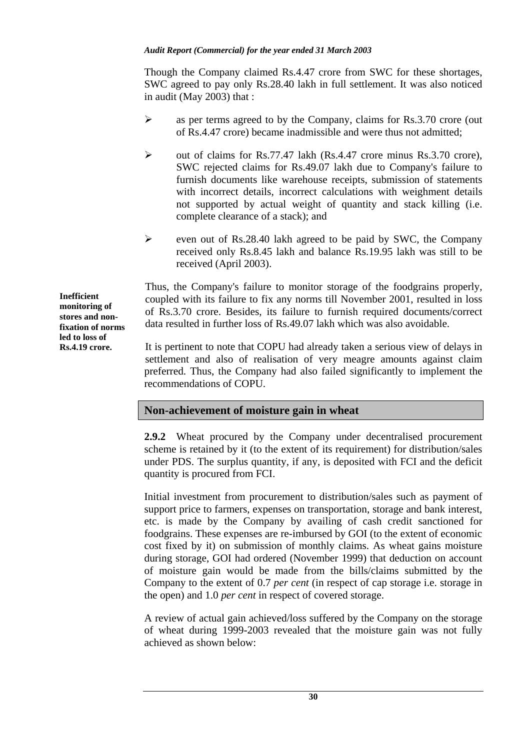Though the Company claimed Rs.4.47 crore from SWC for these shortages, SWC agreed to pay only Rs.28.40 lakh in full settlement. It was also noticed in audit (May 2003) that :

- as per terms agreed to by the Company, claims for Rs.3.70 crore (out of Rs.4.47 crore) became inadmissible and were thus not admitted;
- out of claims for Rs.77.47 lakh (Rs.4.47 crore minus Rs.3.70 crore), SWC rejected claims for Rs.49.07 lakh due to Company's failure to furnish documents like warehouse receipts, submission of statements with incorrect details, incorrect calculations with weighment details not supported by actual weight of quantity and stack killing (i.e. complete clearance of a stack); and
- even out of Rs.28.40 lakh agreed to be paid by SWC, the Company received only Rs.8.45 lakh and balance Rs.19.95 lakh was still to be received (April 2003).

**Inefficient monitoring of stores and non-fixation of norms led to loss of Rs.4.19 crore.**

Thus, the Company's failure to monitor storage of the foodgrains properly, coupled with its failure to fix any norms till November 2001, resulted in loss of Rs.3.70 crore. Besides, its failure to furnish required documents/correct data resulted in further loss of Rs.49.07 lakh which was also avoidable.

It is pertinent to note that COPU had already taken a serious view of delays in settlement and also of realisation of very meagre amounts against claim preferred. Thus, the Company had also failed significantly to implement the recommendations of COPU.

## Non-achievement of moisture gain in wheat

**2.9.2** Wheat procured by the Company under decentralised procurement scheme is retained by it (to the extent of its requirement) for distribution/sales under PDS. The surplus quantity, if any, is deposited with FCI and the deficit quantity is procured from FCI.

Initial investment from procurement to distribution/sales such as payment of support price to farmers, expenses on transportation, storage and bank interest, etc. is made by the Company by availing of cash credit sanctioned for foodgrains. These expenses are re-imbursed by GOI (to the extent of economic cost fixed by it) on submission of monthly claims. As wheat gains moisture during storage, GOI had ordered (November 1999) that deduction on account of moisture gain would be made from the bills/claims submitted by the Company to the extent of 0.7 *per cent* (in respect of cap storage i.e. storage in the open) and 1.0 *per cent* in respect of covered storage.

A review of actual gain achieved/loss suffered by the Company on the storage of wheat during 1999-2003 revealed that the moisture gain was not fully achieved as shown below: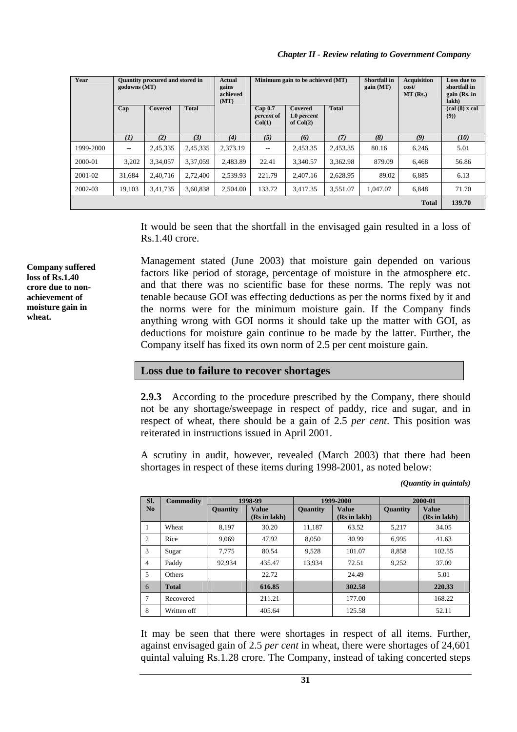| Year | Quantity procured and stored in godowns (MT) | | | Actual gains achieved (MT) | Minimum gain to be achieved (MT) | | | Shortfall in gain (MT) | Acquisition cost/ MT (Rs.) | Loss due to shortfall in gain (Rs. in lakh) |
|---|---|---|---|---|---|---|---|---|---|---|
| | Cap | Covered | Total | | Cap 0.7 *percent* of Col(1) | Covered 1.0 *percent* of Col(2) | Total | | | (col (8) x col (9)) |
| | *(1)* | *(2)* | *(3)* | *(4)* | *(5)* | *(6)* | *(7)* | *(8)* | *(9)* | *(10)* |
| 1999-2000 | -- | 2,45,335 | 2,45,335 | 2,373.19 | -- | 2,453.35 | 2,453.35 | 80.16 | 6,246 | 5.01 |
| 2000-01 | 3,202 | 3,34,057 | 3,37,059 | 2,483.89 | 22.41 | 3,340.57 | 3,362.98 | 879.09 | 6,468 | 56.86 |
| 2001-02 | 31,684 | 2,40,716 | 2,72,400 | 2,539.93 | 221.79 | 2,407.16 | 2,628.95 | 89.02 | 6,885 | 6.13 |
| 2002-03 | 19,103 | 3,41,735 | 3,60,838 | 2,504.00 | 133.72 | 3,417.35 | 3,551.07 | 1,047.07 | 6,848 | 71.70 |
| | | | | | | | | | **Total** | **139.70** |

It would be seen that the shortfall in the envisaged gain resulted in a loss of Rs.1.40 crore.

**Company suffered loss of Rs.1.40 crore due to non-achievement of moisture gain in wheat.**

Management stated (June 2003) that moisture gain depended on various factors like period of storage, percentage of moisture in the atmosphere etc. and that there was no scientific base for these norms. The reply was not tenable because GOI was effecting deductions as per the norms fixed by it and the norms were for the minimum moisture gain. If the Company finds anything wrong with GOI norms it should take up the matter with GOI, as deductions for moisture gain continue to be made by the latter. Further, the Company itself has fixed its own norm of 2.5 per cent moisture gain.

## Loss due to failure to recover shortages

**2.9.3** According to the procedure prescribed by the Company, there should not be any shortage/sweepage in respect of paddy, rice and sugar, and in respect of wheat, there should be a gain of 2.5 *per cent*. This position was reiterated in instructions issued in April 2001.

A scrutiny in audit, however, revealed (March 2003) that there had been shortages in respect of these items during 1998-2001, as noted below:

*(Quantity in quintals)*

| Sl. No | Commodity | 1998-99 | | 1999-2000 | | 2000-01 | |
|---|---|---|---|---|---|---|---|
| | | Quantity | Value (Rs in lakh) | Quantity | Value (Rs in lakh) | Quantity | Value (Rs in lakh) |
| 1 | Wheat | 8,197 | 30.20 | 11,187 | 63.52 | 5,217 | 34.05 |
| 2 | Rice | 9,069 | 47.92 | 8,050 | 40.99 | 6,995 | 41.63 |
| 3 | Sugar | 7,775 | 80.54 | 9,528 | 101.07 | 8,858 | 102.55 |
| 4 | Paddy | 92,934 | 435.47 | 13,934 | 72.51 | 9,252 | 37.09 |
| 5 | Others | | 22.72 | | 24.49 | | 5.01 |
| 6 | **Total** | | **616.85** | | **302.58** | | **220.33** |
| 7 | Recovered | | 211.21 | | 177.00 | | 168.22 |
| 8 | Written off | | 405.64 | | 125.58 | | 52.11 |

It may be seen that there were shortages in respect of all items. Further, against envisaged gain of 2.5 *per cent* in wheat, there were shortages of 24,601 quintal valuing Rs.1.28 crore. The Company, instead of taking concerted steps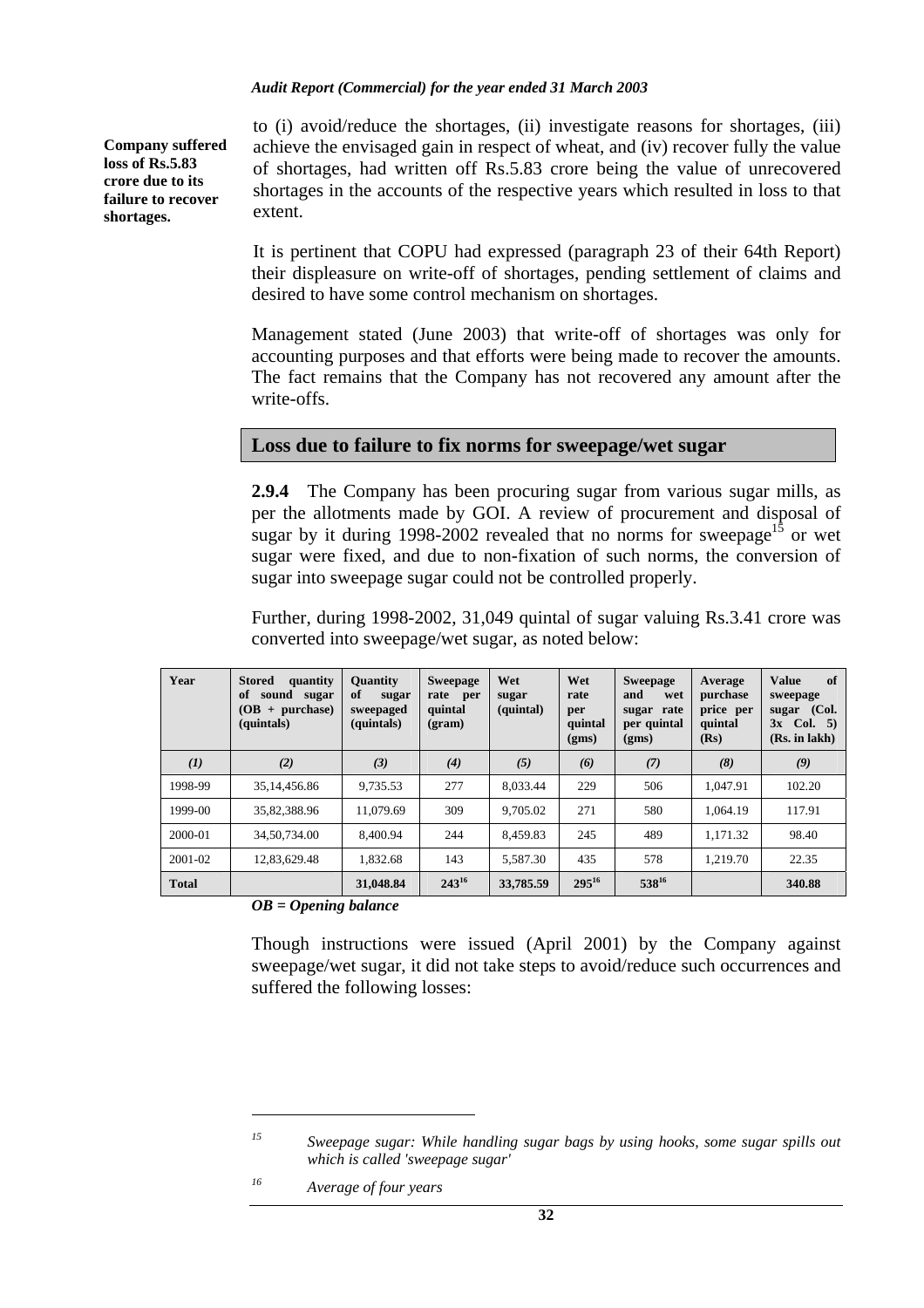**Company suffered loss of Rs.5.83 crore due to its failure to recover shortages.**

to (i) avoid/reduce the shortages, (ii) investigate reasons for shortages, (iii) achieve the envisaged gain in respect of wheat, and (iv) recover fully the value of shortages, had written off Rs.5.83 crore being the value of unrecovered shortages in the accounts of the respective years which resulted in loss to that extent.

It is pertinent that COPU had expressed (paragraph 23 of their 64th Report) their displeasure on write-off of shortages, pending settlement of claims and desired to have some control mechanism on shortages.

Management stated (June 2003) that write-off of shortages was only for accounting purposes and that efforts were being made to recover the amounts. The fact remains that the Company has not recovered any amount after the write-offs.

## Loss due to failure to fix norms for sweepage/wet sugar

**2.9.4** The Company has been procuring sugar from various sugar mills, as per the allotments made by GOI. A review of procurement and disposal of sugar by it during 1998-2002 revealed that no norms for sweepage[15] or wet sugar were fixed, and due to non-fixation of such norms, the conversion of sugar into sweepage sugar could not be controlled properly.

Further, during 1998-2002, 31,049 quintal of sugar valuing Rs.3.41 crore was converted into sweepage/wet sugar, as noted below:

| Year | Stored quantity of sound sugar (OB + purchase) (quintals) | Quantity of sugar sweepaged (quintals) | Sweepage rate per quintal (gram) | Wet sugar (quintal) | Wet rate per quintal (gms) | Sweepage and wet sugar rate per quintal (gms) | Average purchase price per quintal (Rs) | Value of sweepage sugar (Col. 3x Col. 5) (Rs. in lakh) |
|---|---|---|---|---|---|---|---|---|
| *(1)* | *(2)* | *(3)* | *(4)* | *(5)* | *(6)* | *(7)* | *(8)* | *(9)* |
| 1998-99 | 35,14,456.86 | 9,735.53 | 277 | 8,033.44 | 229 | 506 | 1,047.91 | 102.20 |
| 1999-00 | 35,82,388.96 | 11,079.69 | 309 | 9,705.02 | 271 | 580 | 1,064.19 | 117.91 |
| 2000-01 | 34,50,734.00 | 8,400.94 | 244 | 8,459.83 | 245 | 489 | 1,171.32 | 98.40 |
| 2001-02 | 12,83,629.48 | 1,832.68 | 143 | 5,587.30 | 435 | 578 | 1,219.70 | 22.35 |
| **Total** | | **31,048.84** | **243**[16] | **33,785.59** | **295**[16] | **538**[16] | | **340.88** |

*OB = Opening balance*

Though instructions were issued (April 2001) by the Company against sweepage/wet sugar, it did not take steps to avoid/reduce such occurrences and suffered the following losses:

---

[15] *Sweepage sugar: While handling sugar bags by using hooks, some sugar spills out which is called 'sweepage sugar'*

[16] *Average of four years*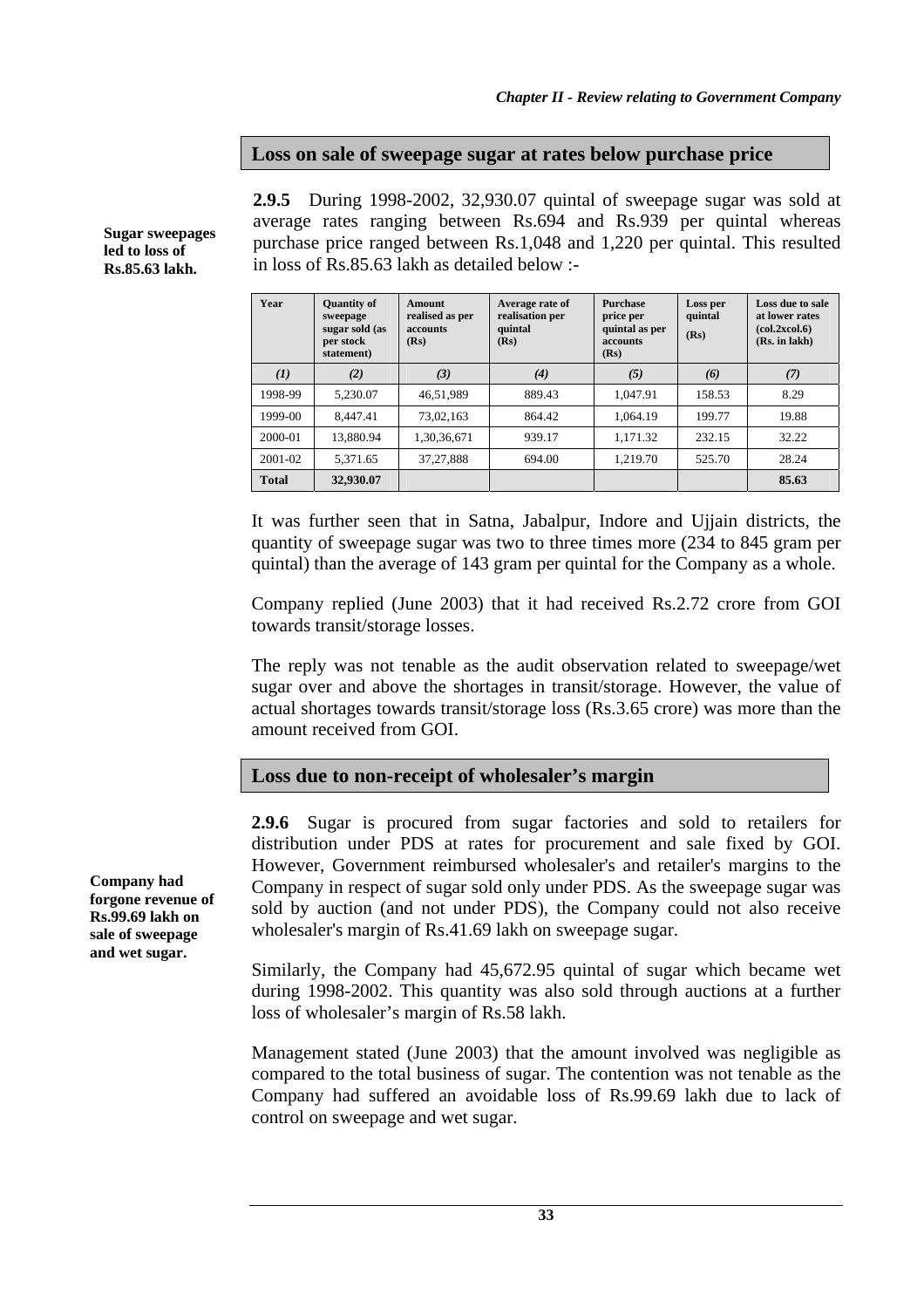## Loss on sale of sweepage sugar at rates below purchase price

**Sugar sweepages led to loss of Rs.85.63 lakh.**

**2.9.5** During 1998-2002, 32,930.07 quintal of sweepage sugar was sold at average rates ranging between Rs.694 and Rs.939 per quintal whereas purchase price ranged between Rs.1,048 and 1,220 per quintal. This resulted in loss of Rs.85.63 lakh as detailed below :-

| Year | Quantity of sweepage sugar sold (as per stock statement) | Amount realised as per accounts (Rs) | Average rate of realisation per quintal (Rs) | Purchase price per quintal as per accounts (Rs) | Loss per quintal (Rs) | Loss due to sale at lower rates (col.2xcol.6) (Rs. in lakh) |
|---|---|---|---|---|---|---|
| *(1)* | *(2)* | *(3)* | *(4)* | *(5)* | *(6)* | *(7)* |
| 1998-99 | 5,230.07 | 46,51,989 | 889.43 | 1,047.91 | 158.53 | 8.29 |
| 1999-00 | 8,447.41 | 73,02,163 | 864.42 | 1,064.19 | 199.77 | 19.88 |
| 2000-01 | 13,880.94 | 1,30,36,671 | 939.17 | 1,171.32 | 232.15 | 32.22 |
| 2001-02 | 5,371.65 | 37,27,888 | 694.00 | 1,219.70 | 525.70 | 28.24 |
| **Total** | **32,930.07** | | | | | **85.63** |

It was further seen that in Satna, Jabalpur, Indore and Ujjain districts, the quantity of sweepage sugar was two to three times more (234 to 845 gram per quintal) than the average of 143 gram per quintal for the Company as a whole.

Company replied (June 2003) that it had received Rs.2.72 crore from GOI towards transit/storage losses.

The reply was not tenable as the audit observation related to sweepage/wet sugar over and above the shortages in transit/storage. However, the value of actual shortages towards transit/storage loss (Rs.3.65 crore) was more than the amount received from GOI.

## Loss due to non-receipt of wholesaler's margin

**Company had forgone revenue of Rs.99.69 lakh on sale of sweepage and wet sugar.**

**2.9.6** Sugar is procured from sugar factories and sold to retailers for distribution under PDS at rates for procurement and sale fixed by GOI. However, Government reimbursed wholesaler's and retailer's margins to the Company in respect of sugar sold only under PDS. As the sweepage sugar was sold by auction (and not under PDS), the Company could not also receive wholesaler's margin of Rs.41.69 lakh on sweepage sugar.

Similarly, the Company had 45,672.95 quintal of sugar which became wet during 1998-2002. This quantity was also sold through auctions at a further loss of wholesaler's margin of Rs.58 lakh.

Management stated (June 2003) that the amount involved was negligible as compared to the total business of sugar. The contention was not tenable as the Company had suffered an avoidable loss of Rs.99.69 lakh due to lack of control on sweepage and wet sugar.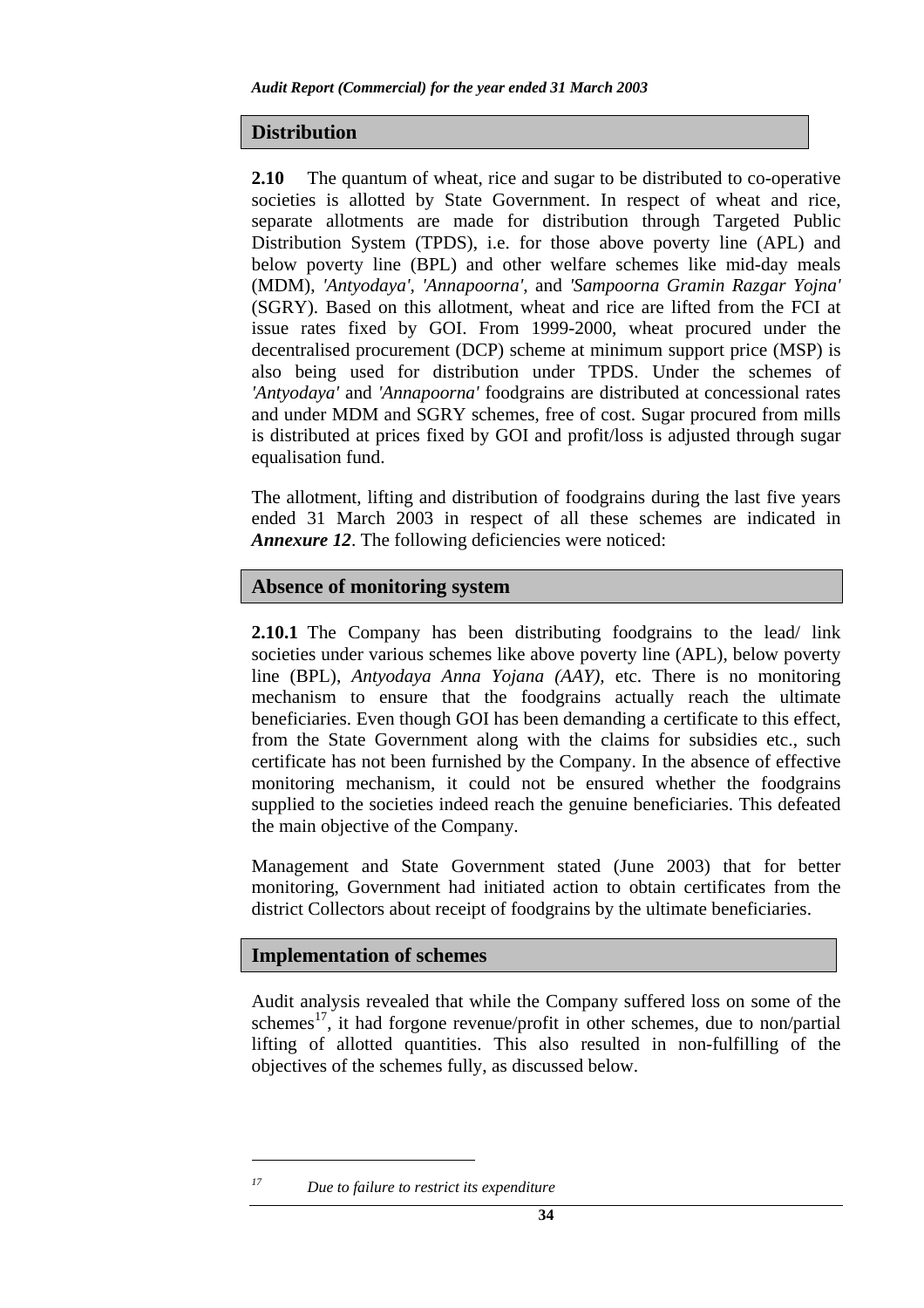## Distribution

**2.10** The quantum of wheat, rice and sugar to be distributed to co-operative societies is allotted by State Government. In respect of wheat and rice, separate allotments are made for distribution through Targeted Public Distribution System (TPDS), i.e. for those above poverty line (APL) and below poverty line (BPL) and other welfare schemes like mid-day meals (MDM), *'Antyodaya'*, *'Annapoorna'*, and *'Sampoorna Gramin Razgar Yojna'* (SGRY). Based on this allotment, wheat and rice are lifted from the FCI at issue rates fixed by GOI. From 1999-2000, wheat procured under the decentralised procurement (DCP) scheme at minimum support price (MSP) is also being used for distribution under TPDS. Under the schemes of *'Antyodaya'* and *'Annapoorna'* foodgrains are distributed at concessional rates and under MDM and SGRY schemes, free of cost. Sugar procured from mills is distributed at prices fixed by GOI and profit/loss is adjusted through sugar equalisation fund.

The allotment, lifting and distribution of foodgrains during the last five years ended 31 March 2003 in respect of all these schemes are indicated in ***Annexure 12***. The following deficiencies were noticed:

## Absence of monitoring system

**2.10.1** The Company has been distributing foodgrains to the lead/ link societies under various schemes like above poverty line (APL), below poverty line (BPL), *Antyodaya Anna Yojana (AAY)*, etc. There is no monitoring mechanism to ensure that the foodgrains actually reach the ultimate beneficiaries. Even though GOI has been demanding a certificate to this effect, from the State Government along with the claims for subsidies etc., such certificate has not been furnished by the Company. In the absence of effective monitoring mechanism, it could not be ensured whether the foodgrains supplied to the societies indeed reach the genuine beneficiaries. This defeated the main objective of the Company.

Management and State Government stated (June 2003) that for better monitoring, Government had initiated action to obtain certificates from the district Collectors about receipt of foodgrains by the ultimate beneficiaries.

## Implementation of schemes

Audit analysis revealed that while the Company suffered loss on some of the schemes[17], it had forgone revenue/profit in other schemes, due to non/partial lifting of allotted quantities. This also resulted in non-fulfilling of the objectives of the schemes fully, as discussed below.

---

[17] *Due to failure to restrict its expenditure*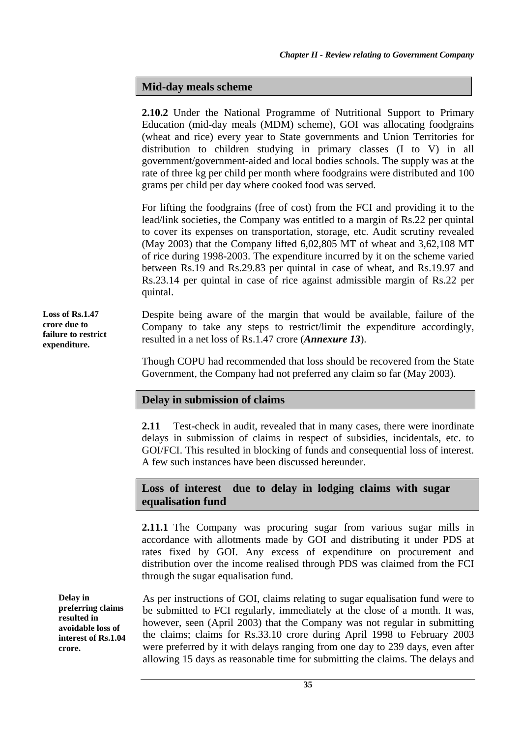### Mid-day meals scheme

**2.10.2** Under the National Programme of Nutritional Support to Primary Education (mid-day meals (MDM) scheme), GOI was allocating foodgrains (wheat and rice) every year to State governments and Union Territories for distribution to children studying in primary classes (I to V) in all government/government-aided and local bodies schools. The supply was at the rate of three kg per child per month where foodgrains were distributed and 100 grams per child per day where cooked food was served.

For lifting the foodgrains (free of cost) from the FCI and providing it to the lead/link societies, the Company was entitled to a margin of Rs.22 per quintal to cover its expenses on transportation, storage, etc. Audit scrutiny revealed (May 2003) that the Company lifted 6,02,805 MT of wheat and 3,62,108 MT of rice during 1998-2003. The expenditure incurred by it on the scheme varied between Rs.19 and Rs.29.83 per quintal in case of wheat, and Rs.19.97 and Rs.23.14 per quintal in case of rice against admissible margin of Rs.22 per quintal.

**Loss of Rs.1.47 crore due to failure to restrict expenditure.**

Despite being aware of the margin that would be available, failure of the Company to take any steps to restrict/limit the expenditure accordingly, resulted in a net loss of Rs.1.47 crore (***Annexure 13***).

Though COPU had recommended that loss should be recovered from the State Government, the Company had not preferred any claim so far (May 2003).

### Delay in submission of claims

**2.11** Test-check in audit, revealed that in many cases, there were inordinate delays in submission of claims in respect of subsidies, incidentals, etc. to GOI/FCI. This resulted in blocking of funds and consequential loss of interest. A few such instances have been discussed hereunder.

### Loss of interest due to delay in lodging claims with sugar equalisation fund

**2.11.1** The Company was procuring sugar from various sugar mills in accordance with allotments made by GOI and distributing it under PDS at rates fixed by GOI. Any excess of expenditure on procurement and distribution over the income realised through PDS was claimed from the FCI through the sugar equalisation fund.

**Delay in preferring claims resulted in avoidable loss of interest of Rs.1.04 crore.**

As per instructions of GOI, claims relating to sugar equalisation fund were to be submitted to FCI regularly, immediately at the close of a month. It was, however, seen (April 2003) that the Company was not regular in submitting the claims; claims for Rs.33.10 crore during April 1998 to February 2003 were preferred by it with delays ranging from one day to 239 days, even after allowing 15 days as reasonable time for submitting the claims. The delays and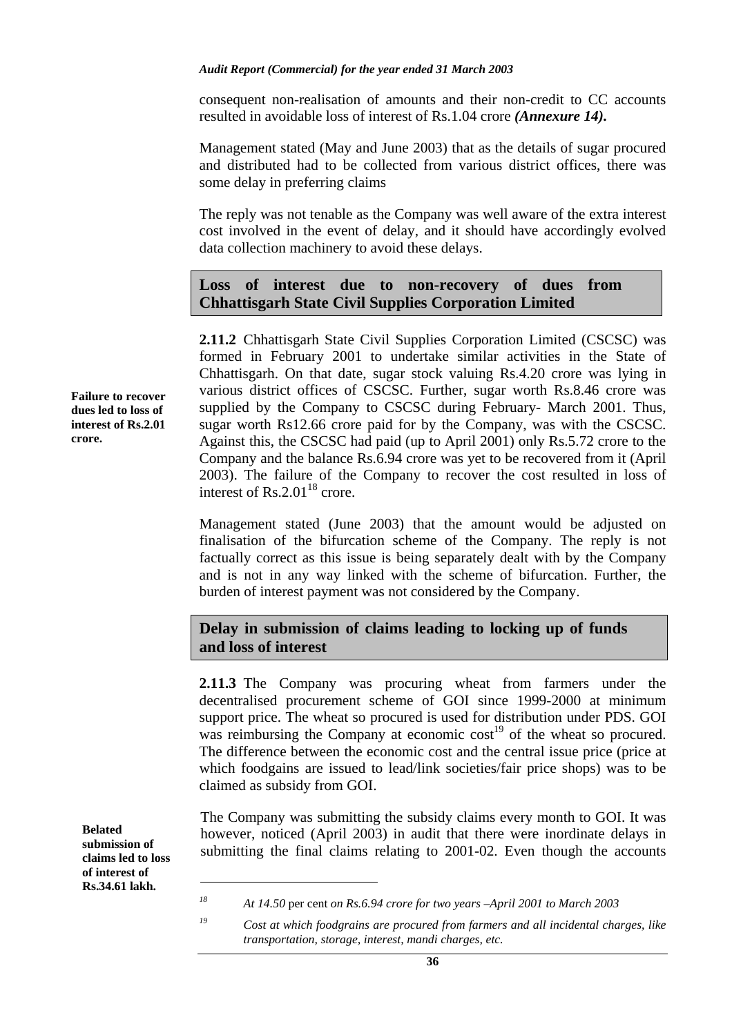consequent non-realisation of amounts and their non-credit to CC accounts resulted in avoidable loss of interest of Rs.1.04 crore ***(Annexure 14).***

Management stated (May and June 2003) that as the details of sugar procured and distributed had to be collected from various district offices, there was some delay in preferring claims

The reply was not tenable as the Company was well aware of the extra interest cost involved in the event of delay, and it should have accordingly evolved data collection machinery to avoid these delays.

### Loss of interest due to non-recovery of dues from Chhattisgarh State Civil Supplies Corporation Limited

**Failure to recover dues led to loss of interest of Rs.2.01 crore.**

**2.11.2** Chhattisgarh State Civil Supplies Corporation Limited (CSCSC) was formed in February 2001 to undertake similar activities in the State of Chhattisgarh. On that date, sugar stock valuing Rs.4.20 crore was lying in various district offices of CSCSC. Further, sugar worth Rs.8.46 crore was supplied by the Company to CSCSC during February- March 2001. Thus, sugar worth Rs12.66 crore paid for by the Company, was with the CSCSC. Against this, the CSCSC had paid (up to April 2001) only Rs.5.72 crore to the Company and the balance Rs.6.94 crore was yet to be recovered from it (April 2003). The failure of the Company to recover the cost resulted in loss of interest of Rs.2.01[18] crore.

Management stated (June 2003) that the amount would be adjusted on finalisation of the bifurcation scheme of the Company. The reply is not factually correct as this issue is being separately dealt with by the Company and is not in any way linked with the scheme of bifurcation. Further, the burden of interest payment was not considered by the Company.

### Delay in submission of claims leading to locking up of funds and loss of interest

**2.11.3** The Company was procuring wheat from farmers under the decentralised procurement scheme of GOI since 1999-2000 at minimum support price. The wheat so procured is used for distribution under PDS. GOI was reimbursing the Company at economic cost[19] of the wheat so procured. The difference between the economic cost and the central issue price (price at which foodgains are issued to lead/link societies/fair price shops) was to be claimed as subsidy from GOI.

**Belated submission of claims led to loss of interest of Rs.34.61 lakh.**

The Company was submitting the subsidy claims every month to GOI. It was however, noticed (April 2003) in audit that there were inordinate delays in submitting the final claims relating to 2001-02. Even though the accounts

---

[18] *At 14.50* per cent *on Rs.6.94 crore for two years –April 2001 to March 2003*

[19] *Cost at which foodgrains are procured from farmers and all incidental charges, like transportation, storage, interest, mandi charges, etc.*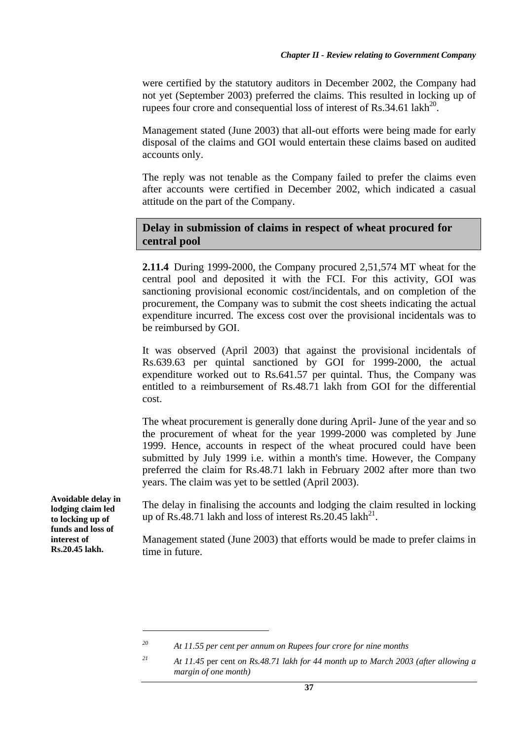were certified by the statutory auditors in December 2002, the Company had not yet (September 2003) preferred the claims. This resulted in locking up of rupees four crore and consequential loss of interest of Rs.34.61 lakh[20].

Management stated (June 2003) that all-out efforts were being made for early disposal of the claims and GOI would entertain these claims based on audited accounts only.

The reply was not tenable as the Company failed to prefer the claims even after accounts were certified in December 2002, which indicated a casual attitude on the part of the Company.

### Delay in submission of claims in respect of wheat procured for central pool

**2.11.4** During 1999-2000, the Company procured 2,51,574 MT wheat for the central pool and deposited it with the FCI. For this activity, GOI was sanctioning provisional economic cost/incidentals, and on completion of the procurement, the Company was to submit the cost sheets indicating the actual expenditure incurred. The excess cost over the provisional incidentals was to be reimbursed by GOI.

It was observed (April 2003) that against the provisional incidentals of Rs.639.63 per quintal sanctioned by GOI for 1999-2000, the actual expenditure worked out to Rs.641.57 per quintal. Thus, the Company was entitled to a reimbursement of Rs.48.71 lakh from GOI for the differential cost.

The wheat procurement is generally done during April- June of the year and so the procurement of wheat for the year 1999-2000 was completed by June 1999. Hence, accounts in respect of the wheat procured could have been submitted by July 1999 i.e. within a month's time. However, the Company preferred the claim for Rs.48.71 lakh in February 2002 after more than two years. The claim was yet to be settled (April 2003).

**Avoidable delay in lodging claim led to locking up of funds and loss of interest of Rs.20.45 lakh.**

The delay in finalising the accounts and lodging the claim resulted in locking up of Rs.48.71 lakh and loss of interest Rs.20.45 lakh[21].

Management stated (June 2003) that efforts would be made to prefer claims in time in future.

---

[20] *At 11.55 per cent per annum on Rupees four crore for nine months*

[21] *At 11.45* per cent *on Rs.48.71 lakh for 44 month up to March 2003 (after allowing a margin of one month)*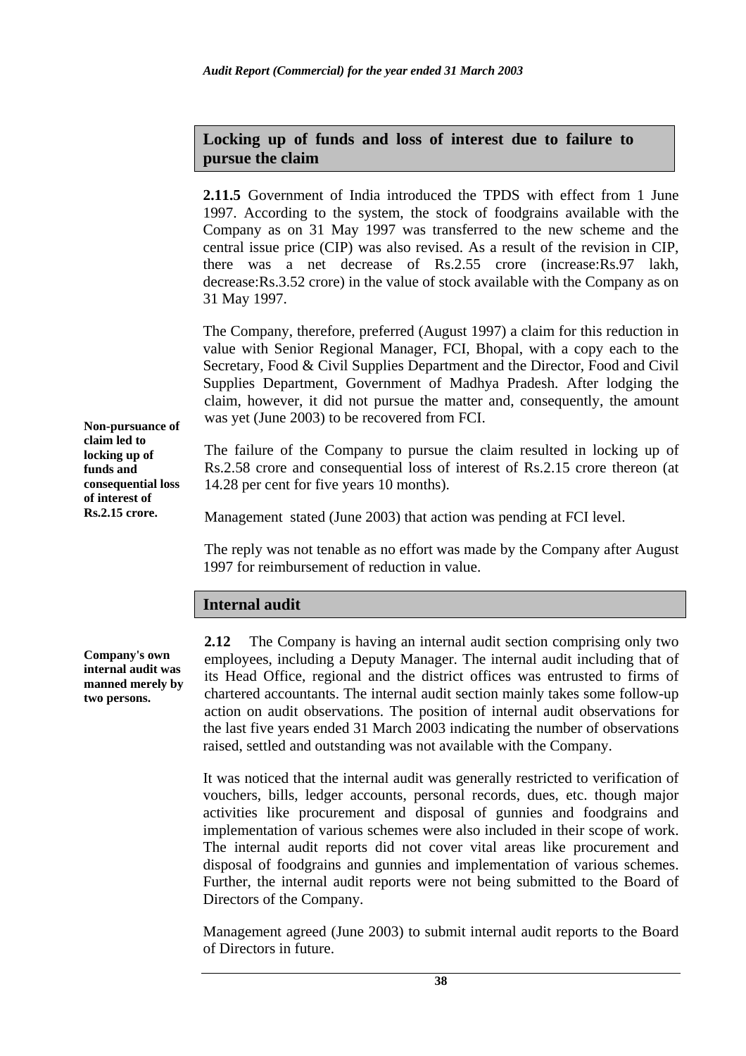## Locking up of funds and loss of interest due to failure to pursue the claim

**2.11.5** Government of India introduced the TPDS with effect from 1 June 1997. According to the system, the stock of foodgrains available with the Company as on 31 May 1997 was transferred to the new scheme and the central issue price (CIP) was also revised. As a result of the revision in CIP, there was a net decrease of Rs.2.55 crore (increase:Rs.97 lakh, decrease:Rs.3.52 crore) in the value of stock available with the Company as on 31 May 1997.

The Company, therefore, preferred (August 1997) a claim for this reduction in value with Senior Regional Manager, FCI, Bhopal, with a copy each to the Secretary, Food & Civil Supplies Department and the Director, Food and Civil Supplies Department, Government of Madhya Pradesh. After lodging the claim, however, it did not pursue the matter and, consequently, the amount was yet (June 2003) to be recovered from FCI.

**Non-pursuance of claim led to locking up of funds and consequential loss of interest of Rs.2.15 crore.**

The failure of the Company to pursue the claim resulted in locking up of Rs.2.58 crore and consequential loss of interest of Rs.2.15 crore thereon (at 14.28 per cent for five years 10 months).

Management stated (June 2003) that action was pending at FCI level.

The reply was not tenable as no effort was made by the Company after August 1997 for reimbursement of reduction in value.

## Internal audit

**Company's own internal audit was manned merely by two persons.**

**2.12** The Company is having an internal audit section comprising only two employees, including a Deputy Manager. The internal audit including that of its Head Office, regional and the district offices was entrusted to firms of chartered accountants. The internal audit section mainly takes some follow-up action on audit observations. The position of internal audit observations for the last five years ended 31 March 2003 indicating the number of observations raised, settled and outstanding was not available with the Company.

It was noticed that the internal audit was generally restricted to verification of vouchers, bills, ledger accounts, personal records, dues, etc. though major activities like procurement and disposal of gunnies and foodgrains and implementation of various schemes were also included in their scope of work. The internal audit reports did not cover vital areas like procurement and disposal of foodgrains and gunnies and implementation of various schemes. Further, the internal audit reports were not being submitted to the Board of Directors of the Company.

Management agreed (June 2003) to submit internal audit reports to the Board of Directors in future.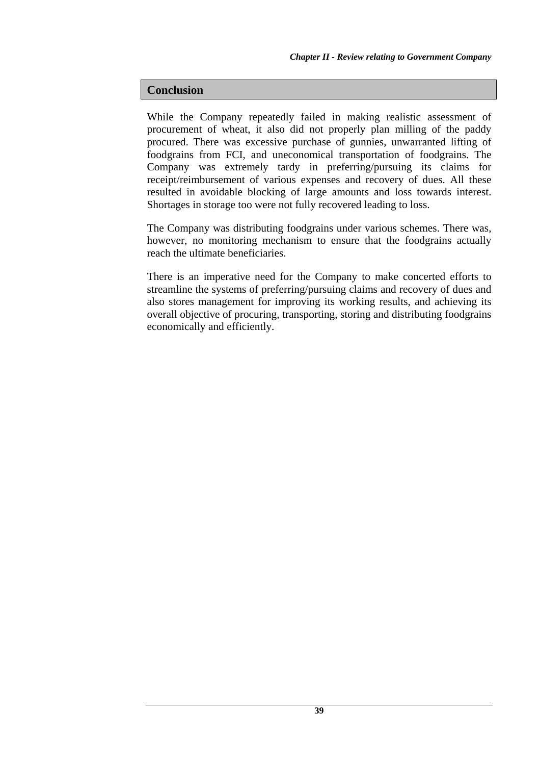## Conclusion

While the Company repeatedly failed in making realistic assessment of procurement of wheat, it also did not properly plan milling of the paddy procured. There was excessive purchase of gunnies, unwarranted lifting of foodgrains from FCI, and uneconomical transportation of foodgrains. The Company was extremely tardy in preferring/pursuing its claims for receipt/reimbursement of various expenses and recovery of dues. All these resulted in avoidable blocking of large amounts and loss towards interest. Shortages in storage too were not fully recovered leading to loss.

The Company was distributing foodgrains under various schemes. There was, however, no monitoring mechanism to ensure that the foodgrains actually reach the ultimate beneficiaries.

There is an imperative need for the Company to make concerted efforts to streamline the systems of preferring/pursuing claims and recovery of dues and also stores management for improving its working results, and achieving its overall objective of procuring, transporting, storing and distributing foodgrains economically and efficiently.